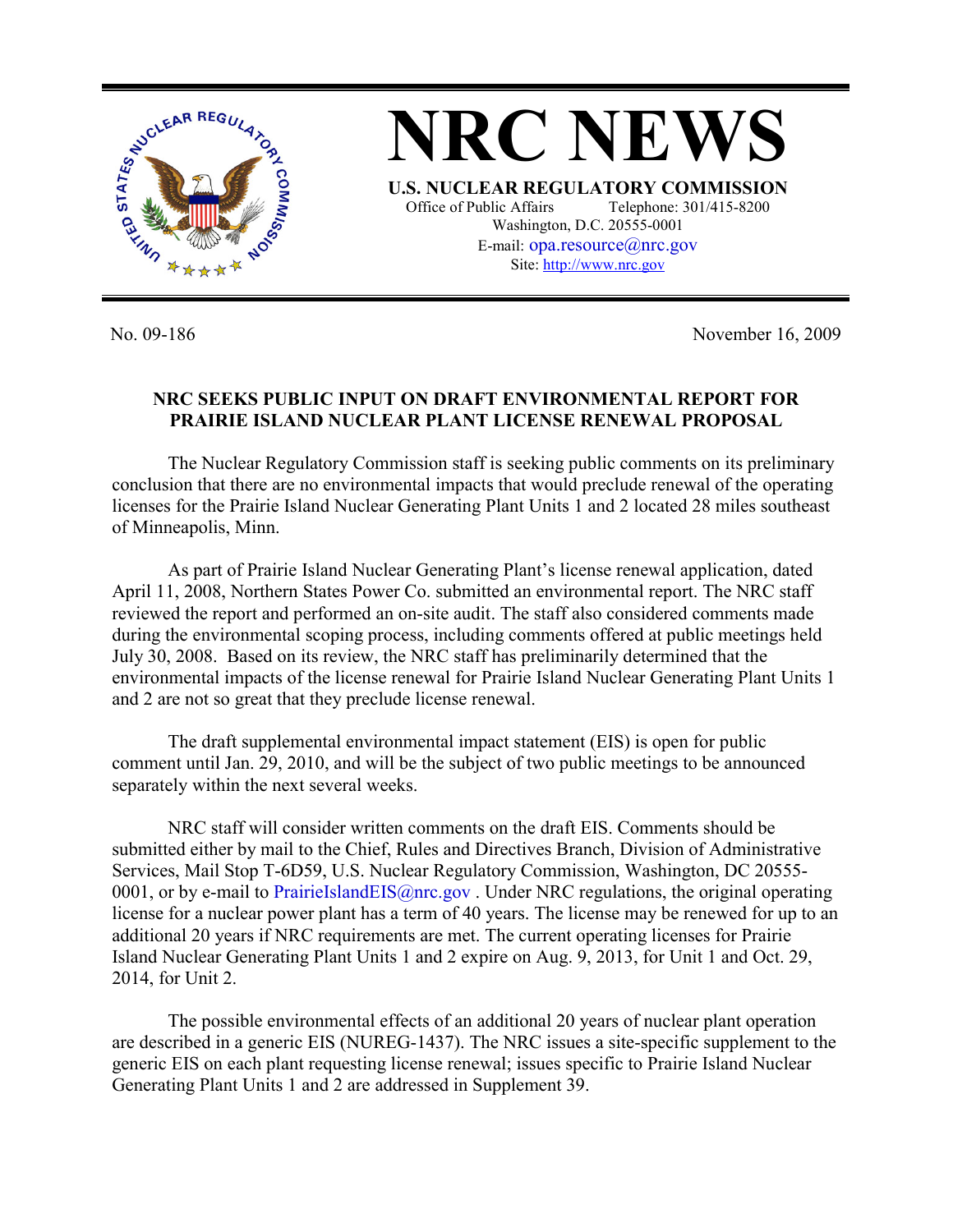# NRC NEWS

**U.S. NUCLEAR REGULATORY COMMISSION**

Office of Public Affairs  Telephone: 301/415-8200
Washington, D.C. 20555-0001
E-mail: opa.resource@nrc.gov
Site: http://www.nrc.gov

No. 09-186  November 16, 2009

## NRC SEEKS PUBLIC INPUT ON DRAFT ENVIRONMENTAL REPORT FOR PRAIRIE ISLAND NUCLEAR PLANT LICENSE RENEWAL PROPOSAL

The Nuclear Regulatory Commission staff is seeking public comments on its preliminary conclusion that there are no environmental impacts that would preclude renewal of the operating licenses for the Prairie Island Nuclear Generating Plant Units 1 and 2 located 28 miles southeast of Minneapolis, Minn.

As part of Prairie Island Nuclear Generating Plant's license renewal application, dated April 11, 2008, Northern States Power Co. submitted an environmental report. The NRC staff reviewed the report and performed an on-site audit. The staff also considered comments made during the environmental scoping process, including comments offered at public meetings held July 30, 2008. Based on its review, the NRC staff has preliminarily determined that the environmental impacts of the license renewal for Prairie Island Nuclear Generating Plant Units 1 and 2 are not so great that they preclude license renewal.

The draft supplemental environmental impact statement (EIS) is open for public comment until Jan. 29, 2010, and will be the subject of two public meetings to be announced separately within the next several weeks.

NRC staff will consider written comments on the draft EIS. Comments should be submitted either by mail to the Chief, Rules and Directives Branch, Division of Administrative Services, Mail Stop T-6D59, U.S. Nuclear Regulatory Commission, Washington, DC 20555-0001, or by e-mail to PrairieIslandEIS@nrc.gov . Under NRC regulations, the original operating license for a nuclear power plant has a term of 40 years. The license may be renewed for up to an additional 20 years if NRC requirements are met. The current operating licenses for Prairie Island Nuclear Generating Plant Units 1 and 2 expire on Aug. 9, 2013, for Unit 1 and Oct. 29, 2014, for Unit 2.

The possible environmental effects of an additional 20 years of nuclear plant operation are described in a generic EIS (NUREG-1437). The NRC issues a site-specific supplement to the generic EIS on each plant requesting license renewal; issues specific to Prairie Island Nuclear Generating Plant Units 1 and 2 are addressed in Supplement 39.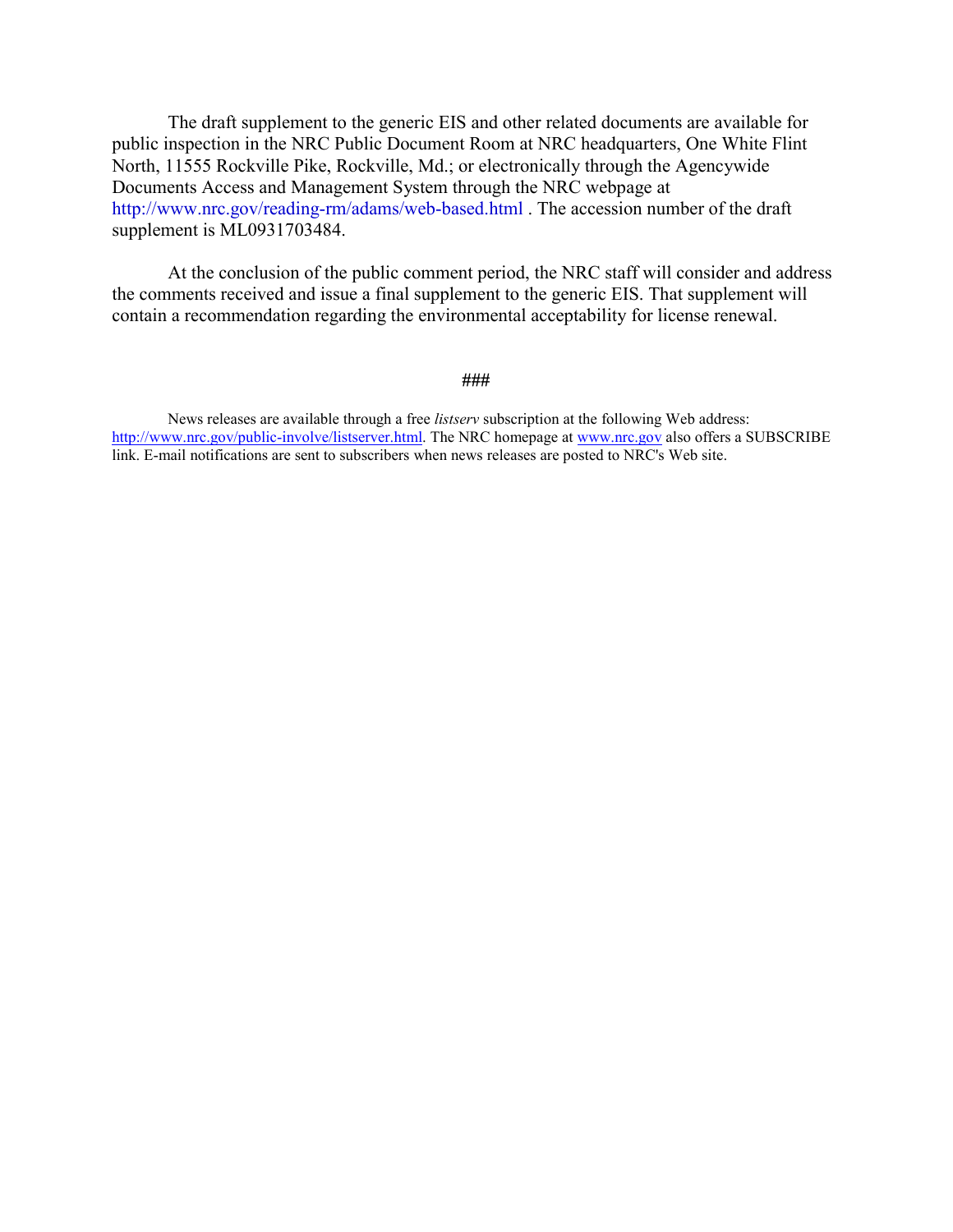The draft supplement to the generic EIS and other related documents are available for public inspection in the NRC Public Document Room at NRC headquarters, One White Flint North, 11555 Rockville Pike, Rockville, Md.; or electronically through the Agencywide Documents Access and Management System through the NRC webpage at http://www.nrc.gov/reading-rm/adams/web-based.html . The accession number of the draft supplement is ML0931703484.

At the conclusion of the public comment period, the NRC staff will consider and address the comments received and issue a final supplement to the generic EIS. That supplement will contain a recommendation regarding the environmental acceptability for license renewal.

###

News releases are available through a free *listserv* subscription at the following Web address: http://www.nrc.gov/public-involve/listserver.html. The NRC homepage at www.nrc.gov also offers a SUBSCRIBE link. E-mail notifications are sent to subscribers when news releases are posted to NRC's Web site.